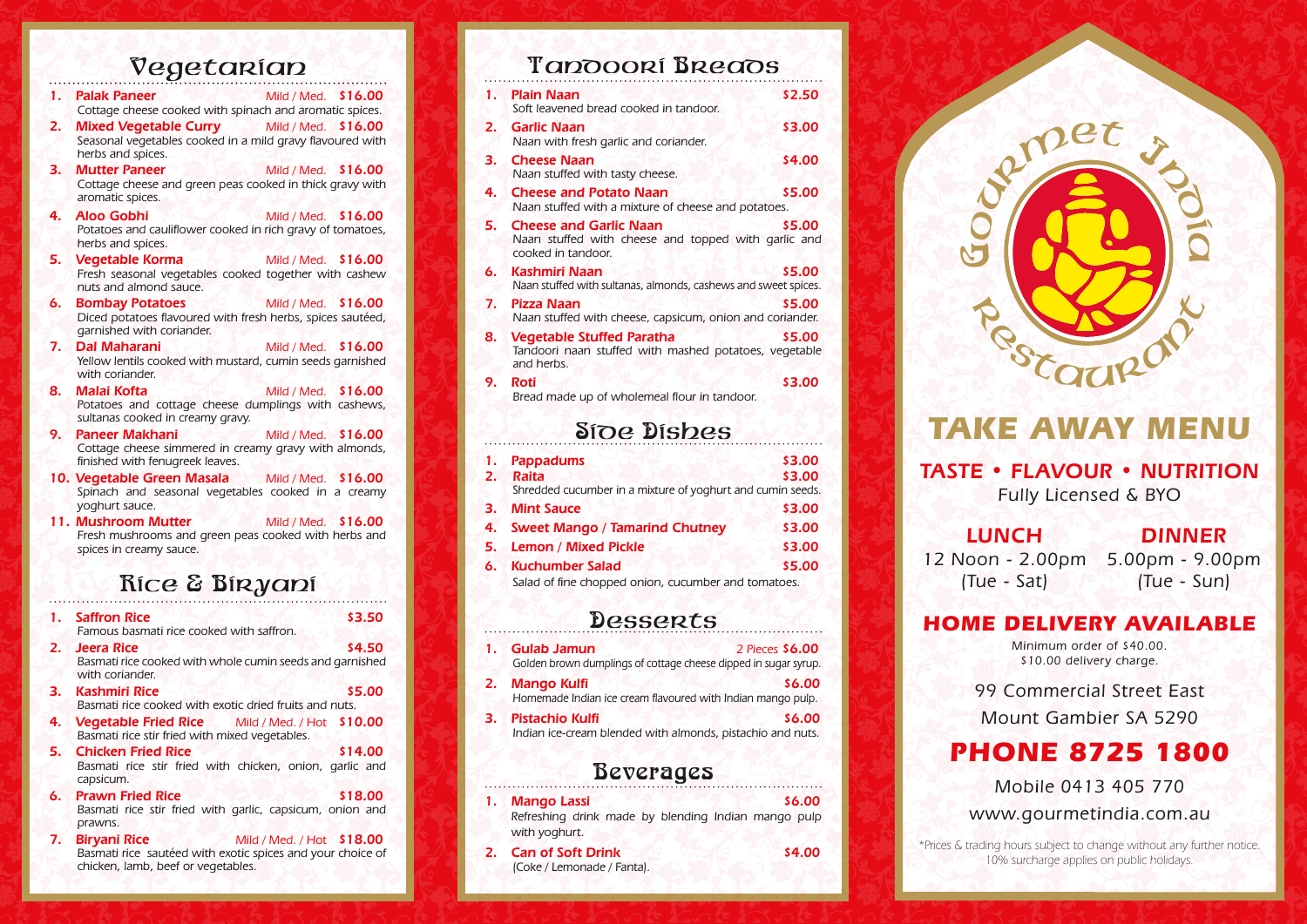## Vegetarian

1. **Palak Paneer** — Mild / Med. **$16.00**
   Cottage cheese cooked with spinach and aromatic spices.
2. **Mixed Vegetable Curry** — Mild / Med. **$16.00**
   Seasonal vegetables cooked in a mild gravy flavoured with herbs and spices.
3. **Mutter Paneer** — Mild / Med. **$16.00**
   Cottage cheese and green peas cooked in thick gravy with aromatic spices.
4. **Aloo Gobhi** — Mild / Med. **$16.00**
   Potatoes and cauliflower cooked in rich gravy of tomatoes, herbs and spices.
5. **Vegetable Korma** — Mild / Med. **$16.00**
   Fresh seasonal vegetables cooked together with cashew nuts and almond sauce.
6. **Bombay Potatoes** — Mild / Med. **$16.00**
   Diced potatoes flavoured with fresh herbs, spices sautéed, garnished with coriander.
7. **Dal Maharani** — Mild / Med. **$16.00**
   Yellow lentils cooked with mustard, cumin seeds garnished with coriander.
8. **Malai Kofta** — Mild / Med. **$16.00**
   Potatoes and cottage cheese dumplings with cashews, sultanas cooked in creamy gravy.
9. **Paneer Makhani** — Mild / Med. **$16.00**
   Cottage cheese simmered in creamy gravy with almonds, finished with fenugreek leaves.
10. **Vegetable Green Masala** — Mild / Med. **$16.00**
    Spinach and seasonal vegetables cooked in a creamy yoghurt sauce.
11. **Mushroom Mutter** — Mild / Med. **$16.00**
    Fresh mushrooms and green peas cooked with herbs and spices in creamy sauce.

## Rice & Biryani

1. **Saffron Rice** — **$3.50**
   Famous basmati rice cooked with saffron.
2. **Jeera Rice** — **$4.50**
   Basmati rice cooked with whole cumin seeds and garnished with coriander.
3. **Kashmiri Rice** — **$5.00**
   Basmati rice cooked with exotic dried fruits and nuts.
4. **Vegetable Fried Rice** — Mild / Med. / Hot **$10.00**
   Basmati rice stir fried with mixed vegetables.
5. **Chicken Fried Rice** — **$14.00**
   Basmati rice stir fried with chicken, onion, garlic and capsicum.
6. **Prawn Fried Rice** — **$18.00**
   Basmati rice stir fried with garlic, capsicum, onion and prawns.
7. **Biryani Rice** — Mild / Med. / Hot **$18.00**
   Basmati rice sautéed with exotic spices and your choice of chicken, lamb, beef or vegetables.

## Tandoori Breads

1. **Plain Naan** — **$2.50**
   Soft leavened bread cooked in tandoor.
2. **Garlic Naan** — **$3.00**
   Naan with fresh garlic and coriander.
3. **Cheese Naan** — **$4.00**
   Naan stuffed with tasty cheese.
4. **Cheese and Potato Naan** — **$5.00**
   Naan stuffed with a mixture of cheese and potatoes.
5. **Cheese and Garlic Naan** — **$5.00**
   Naan stuffed with cheese and topped with garlic and cooked in tandoor.
6. **Kashmiri Naan** — **$5.00**
   Naan stuffed with sultanas, almonds, cashews and sweet spices.
7. **Pizza Naan** — **$5.00**
   Naan stuffed with cheese, capsicum, onion and coriander.
8. **Vegetable Stuffed Paratha** — **$5.00**
   Tandoori naan stuffed with mashed potatoes, vegetable and herbs.
9. **Roti** — **$3.00**
   Bread made up of wholemeal flour in tandoor.

## Side Dishes

1. **Pappadums** — **$3.00**
2. **Raita** — **$3.00**
   Shredded cucumber in a mixture of yoghurt and cumin seeds.
3. **Mint Sauce** — **$3.00**
4. **Sweet Mango / Tamarind Chutney** — **$3.00**
5. **Lemon / Mixed Pickle** — **$3.00**
6. **Kuchumber Salad** — **$5.00**
   Salad of fine chopped onion, cucumber and tomatoes.

## Desserts

1. **Gulab Jamun** — 2 Pieces **$6.00**
   Golden brown dumplings of cottage cheese dipped in sugar syrup.
2. **Mango Kulfi** — **$6.00**
   Homemade Indian ice cream flavoured with Indian mango pulp.
3. **Pistachio Kulfi** — **$6.00**
   Indian ice-cream blended with almonds, pistachio and nuts.

## Beverages

1. **Mango Lassi** — **$6.00**
   Refreshing drink made by blending Indian mango pulp with yoghurt.
2. **Can of Soft Drink** — **$4.00**
   (Coke / Lemonade / Fanta).

# Gourmet India Restaurant

# TAKE AWAY MENU

**TASTE • FLAVOUR • NUTRITION**

*Fully Licensed & BYO*

| LUNCH | DINNER |
|---|---|
| 12 Noon - 2.00pm | 5.00pm - 9.00pm |
| (Tue - Sat) | (Tue - Sun) |

## HOME DELIVERY AVAILABLE

Minimum order of $40.00.
$10.00 delivery charge.

99 Commercial Street East
Mount Gambier SA 5290

## PHONE 8725 1800

Mobile 0413 405 770
www.gourmetindia.com.au

*Prices & trading hours subject to change without any further notice.
10% surcharge applies on public holidays.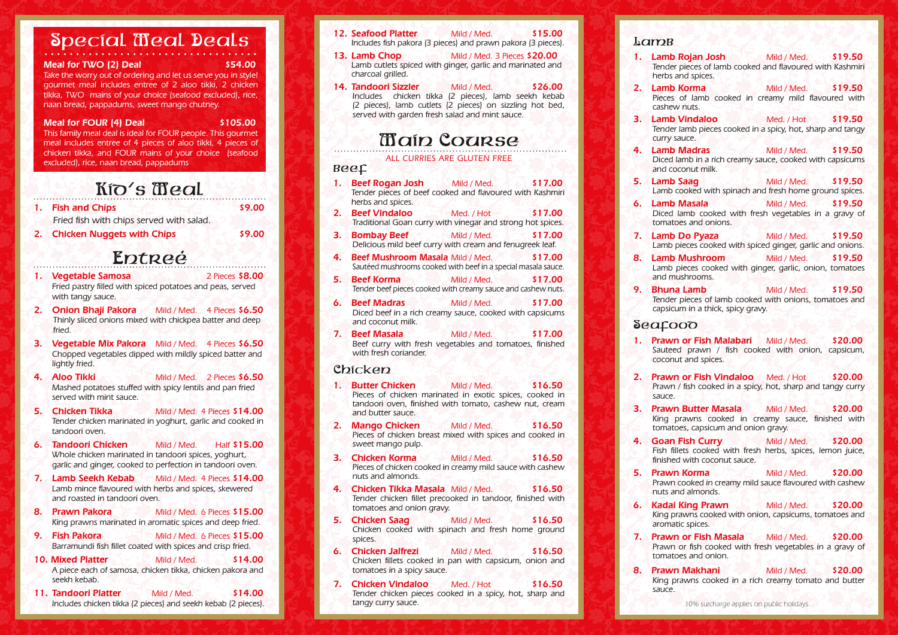# Special Meal Deals

**Meal for TWO (2) Deal** **$54.00**

Take the worry out of ordering and let us serve you in style! gourmet meal includes entree of 2 aloo tikki, 2 chicken tikka, TWO mains of your choice (seafood excluded), rice, naan bread, pappadums, sweet mango chutney.

**Meal for FOUR (4) Deal** **$105.00**

This family meal deal is ideal for FOUR people. This gourmet meal includes entree of 4 pieces of aloo tikki, 4 pieces of chicken tikka, and FOUR mains of your choice (seafood excluded), rice, naan bread, pappadums

# Kid's Meal

1. **Fish and Chips** **$9.00**
   Fried fish with chips served with salad.
2. **Chicken Nuggets with Chips** **$9.00**

# Entreé

1. **Vegetable Samosa** 2 Pieces **$8.00**
   Fried pastry filled with spiced potatoes and peas, served with tangy sauce.
2. **Onion Bhaji Pakora** Mild / Med. 4 Pieces **$6.50**
   Thinly sliced onions mixed with chickpea batter and deep fried.
3. **Vegetable Mix Pakora** Mild / Med. 4 Pieces **$6.50**
   Chopped vegetables dipped with mildly spiced batter and lightly fried.
4. **Aloo Tikki** Mild / Med. 2 Pieces **$6.50**
   Mashed potatoes stuffed with spicy lentils and pan fried served with mint sauce.
5. **Chicken Tikka** Mild / Med. 4 Pieces **$14.00**
   Tender chicken marinated in yoghurt, garlic and cooked in tandoori oven.
6. **Tandoori Chicken** Mild / Med. Half **$15.00**
   Whole chicken marinated in tandoori spices, yoghurt, garlic and ginger, cooked to perfection in tandoori oven.
7. **Lamb Seekh Kebab** Mild / Med. 4 Pieces **$14.00**
   Lamb mince flavoured with herbs and spices, skewered and roasted in tandoori oven.
8. **Prawn Pakora** Mild / Med. 6 Pieces **$15.00**
   King prawns marinated in aromatic spices and deep fried.
9. **Fish Pakora** Mild / Med. 6 Pieces **$15.00**
   Barramundi fish fillet coated with spices and crisp fried.
10. **Mixed Platter** Mild / Med. **$14.00**
    A piece each of samosa, chicken tikka, chicken pakora and seekh kebab.
11. **Tandoori Platter** Mild / Med. **$14.00**
    Includes chicken tikka (2 pieces) and seekh kebab (2 pieces).
12. **Seafood Platter** Mild / Med. **$15.00**
    Includes fish pakora (3 pieces) and prawn pakora (3 pieces).
13. **Lamb Chop** Mild / Med. 3 Pieces **$20.00**
    Lamb cutlets spiced with ginger, garlic and marinated and charcoal grilled.
14. **Tandoori Sizzler** Mild / Med. **$26.00**
    Includes chicken tikka (2 pieces), lamb seekh kebab (2 pieces), lamb cutlets (2 pieces) on sizzling hot bed, served with garden fresh salad and mint sauce.

# Main Course

ALL CURRIES ARE GLUTEN FREE

## Beef

1. **Beef Rogan Josh** Mild / Med. **$17.00**
   Tender pieces of beef cooked and flavoured with Kashmiri herbs and spices.
2. **Beef Vindaloo** Med. / Hot **$17.00**
   Traditional Goan curry with vinegar and strong hot spices.
3. **Bombay Beef** Mild / Med. **$17.00**
   Delicious mild beef curry with cream and fenugreek leaf.
4. **Beef Mushroom Masala** Mild / Med. **$17.00**
   Sautéed mushrooms cooked with beef in a special masala sauce.
5. **Beef Korma** Mild / Med. **$17.00**
   Tender beef pieces cooked with creamy sauce and cashew nuts.
6. **Beef Madras** Mild / Med. **$17.00**
   Diced beef in a rich creamy sauce, cooked with capsicums and coconut milk.
7. **Beef Masala** Mild / Med. **$17.00**
   Beef curry with fresh vegetables and tomatoes, finished with fresh coriander.

## Chicken

1. **Butter Chicken** Mild / Med. **$16.50**
   Pieces of chicken marinated in exotic spices, cooked in tandoori oven, finished with tomato, cashew nut, cream and butter sauce.
2. **Mango Chicken** Mild / Med. **$16.50**
   Pieces of chicken breast mixed with spices and cooked in sweet mango pulp.
3. **Chicken Korma** Mild / Med. **$16.50**
   Pieces of chicken cooked in creamy mild sauce with cashew nuts and almonds.
4. **Chicken Tikka Masala** Mild / Med. **$16.50**
   Tender chicken fillet precooked in tandoor, finished with tomatoes and onion gravy.
5. **Chicken Saag** Mild / Med. **$16.50**
   Chicken cooked with spinach and fresh home ground spices.
6. **Chicken Jalfrezi** Mild / Med. **$16.50**
   Chicken fillets cooked in pan with capsicum, onion and tomatoes in a spicy sauce.
7. **Chicken Vindaloo** Med. / Hot **$16.50**
   Tender chicken pieces cooked in a spicy, hot, sharp and tangy curry sauce.

## Lamb

1. **Lamb Rojan Josh** Mild / Med. **$19.50**
   Tender pieces of lamb cooked and flavoured with Kashmiri herbs and spices.
2. **Lamb Korma** Mild / Med. **$19.50**
   Pieces of lamb cooked in creamy mild flavoured with cashew nuts.
3. **Lamb Vindaloo** Med. / Hot **$19.50**
   Tender lamb pieces cooked in a spicy, hot, sharp and tangy curry sauce.
4. **Lamb Madras** Mild / Med. **$19.50**
   Diced lamb in a rich creamy sauce, cooked with capsicums and coconut milk.
5. **Lamb Saag** Mild / Med. **$19.50**
   Lamb cooked with spinach and fresh home ground spices.
6. **Lamb Masala** Mild / Med. **$19.50**
   Diced lamb cooked with fresh vegetables in a gravy of tomatoes and onions.
7. **Lamb Do Pyaza** Mild / Med. **$19.50**
   Lamb pieces cooked with spiced ginger, garlic and onions.
8. **Lamb Mushroom** Mild / Med. **$19.50**
   Lamb pieces cooked with ginger, garlic, onion, tomatoes and mushrooms.
9. **Bhuna Lamb** Mild / Med. **$19.50**
   Tender pieces of lamb cooked with onions, tomatoes and capsicum in a thick, spicy gravy.

## Seafood

1. **Prawn or Fish Malabari** Mild / Med. **$20.00**
   Sauteed prawn / fish cooked with onion, capsicum, coconut and spices.
2. **Prawn or Fish Vindaloo** Med. / Hot **$20.00**
   Prawn / fish cooked in a spicy, hot, sharp and tangy curry sauce.
3. **Prawn Butter Masala** Mild / Med. **$20.00**
   King prawns cooked in creamy sauce, finished with tomatoes, capsicum and onion gravy.
4. **Goan Fish Curry** Mild / Med. **$20.00**
   Fish fillets cooked with fresh herbs, spices, lemon juice, finished with coconut sauce.
5. **Prawn Korma** Mild / Med. **$20.00**
   Prawn cooked in creamy mild sauce flavoured with cashew nuts and almonds.
6. **Kadai King Prawn** Mild / Med. **$20.00**
   King prawns cooked with onion, capsicums, tomatoes and aromatic spices.
7. **Prawn or Fish Masala** Mild / Med. **$20.00**
   Prawn or fish cooked with fresh vegetables in a gravy of tomatoes and onion.
8. **Prawn Makhani** Mild / Med. **$20.00**
   King prawns cooked in a rich creamy tomato and butter sauce.

10% surcharge applies on public holidays.